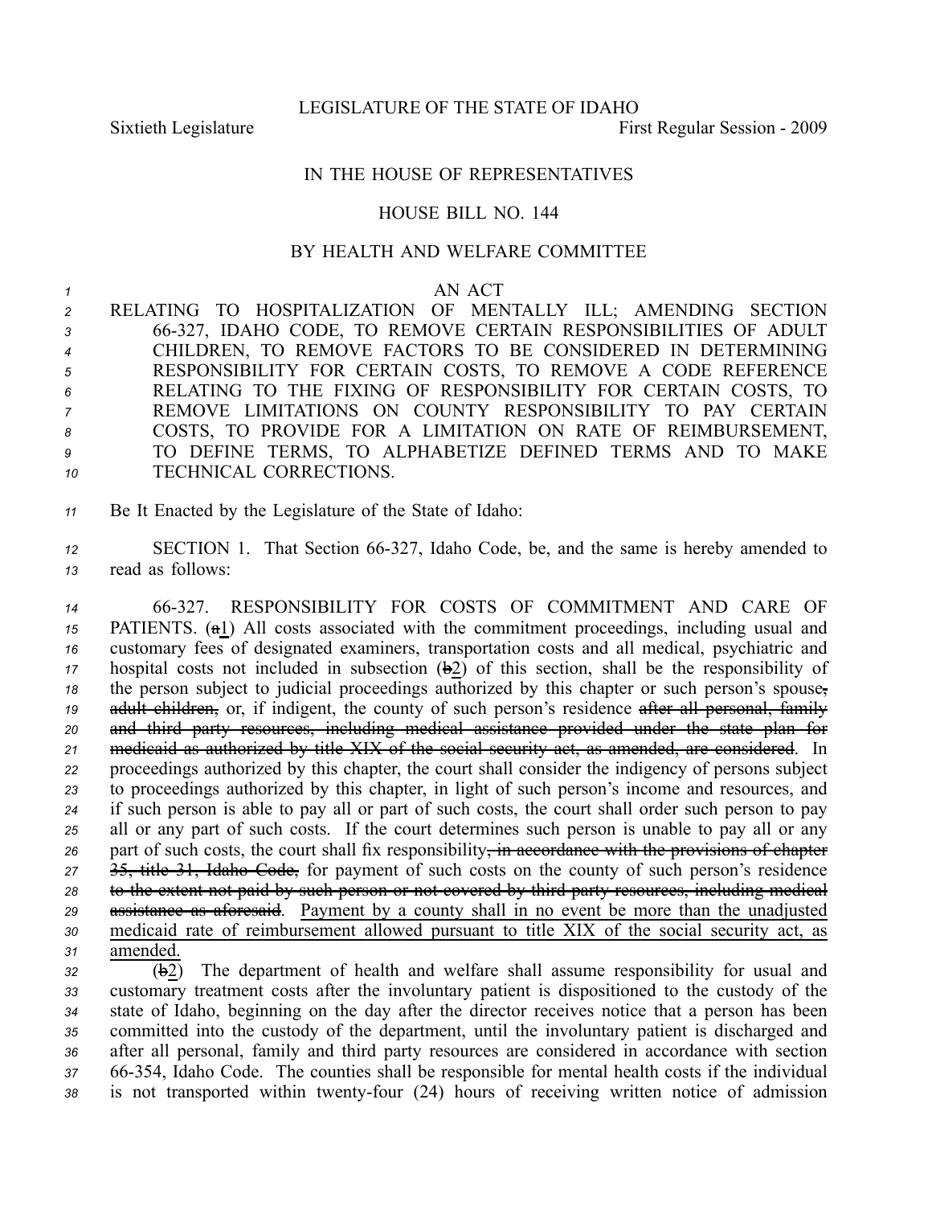LEGISLATURE OF THE STATE OF IDAHO

Sixtieth Legislature First Regular Session - 2009

IN THE HOUSE OF REPRESENTATIVES

HOUSE BILL NO. 144

BY HEALTH AND WELFARE COMMITTEE

AN ACT

RELATING TO HOSPITALIZATION OF MENTALLY ILL; AMENDING SECTION 66-327, IDAHO CODE, TO REMOVE CERTAIN RESPONSIBILITIES OF ADULT CHILDREN, TO REMOVE FACTORS TO BE CONSIDERED IN DETERMINING RESPONSIBILITY FOR CERTAIN COSTS, TO REMOVE A CODE REFERENCE RELATING TO THE FIXING OF RESPONSIBILITY FOR CERTAIN COSTS, TO REMOVE LIMITATIONS ON COUNTY RESPONSIBILITY TO PAY CERTAIN COSTS, TO PROVIDE FOR A LIMITATION ON RATE OF REIMBURSEMENT, TO DEFINE TERMS, TO ALPHABETIZE DEFINED TERMS AND TO MAKE TECHNICAL CORRECTIONS.

Be It Enacted by the Legislature of the State of Idaho:

SECTION 1. That Section 66-327, Idaho Code, be, and the same is hereby amended to read as follows:

66-327. RESPONSIBILITY FOR COSTS OF COMMITMENT AND CARE OF PATIENTS. (~~a~~1) All costs associated with the commitment proceedings, including usual and customary fees of designated examiners, transportation costs and all medical, psychiatric and hospital costs not included in subsection (~~b~~2) of this section, shall be the responsibility of the person subject to judicial proceedings authorized by this chapter or such person's spouse~~, adult children,~~ or, if indigent, the county of such person's residence ~~after all personal, family and third party resources, including medical assistance provided under the state plan for medicaid as authorized by title XIX of the social security act, as amended, are considered~~. In proceedings authorized by this chapter, the court shall consider the indigency of persons subject to proceedings authorized by this chapter, in light of such person's income and resources, and if such person is able to pay all or part of such costs, the court shall order such person to pay all or any part of such costs. If the court determines such person is unable to pay all or any part of such costs, the court shall fix responsibility~~, in accordance with the provisions of chapter 35, title 31, Idaho Code,~~ for payment of such costs on the county of such person's residence ~~to the extent not paid by such person or not covered by third party resources, including medical assistance as aforesaid~~. <u>Payment by a county shall in no event be more than the unadjusted medicaid rate of reimbursement allowed pursuant to title XIX of the social security act, as amended.</u>

(~~b~~2) The department of health and welfare shall assume responsibility for usual and customary treatment costs after the involuntary patient is dispositioned to the custody of the state of Idaho, beginning on the day after the director receives notice that a person has been committed into the custody of the department, until the involuntary patient is discharged and after all personal, family and third party resources are considered in accordance with section 66-354, Idaho Code. The counties shall be responsible for mental health costs if the individual is not transported within twenty-four (24) hours of receiving written notice of admission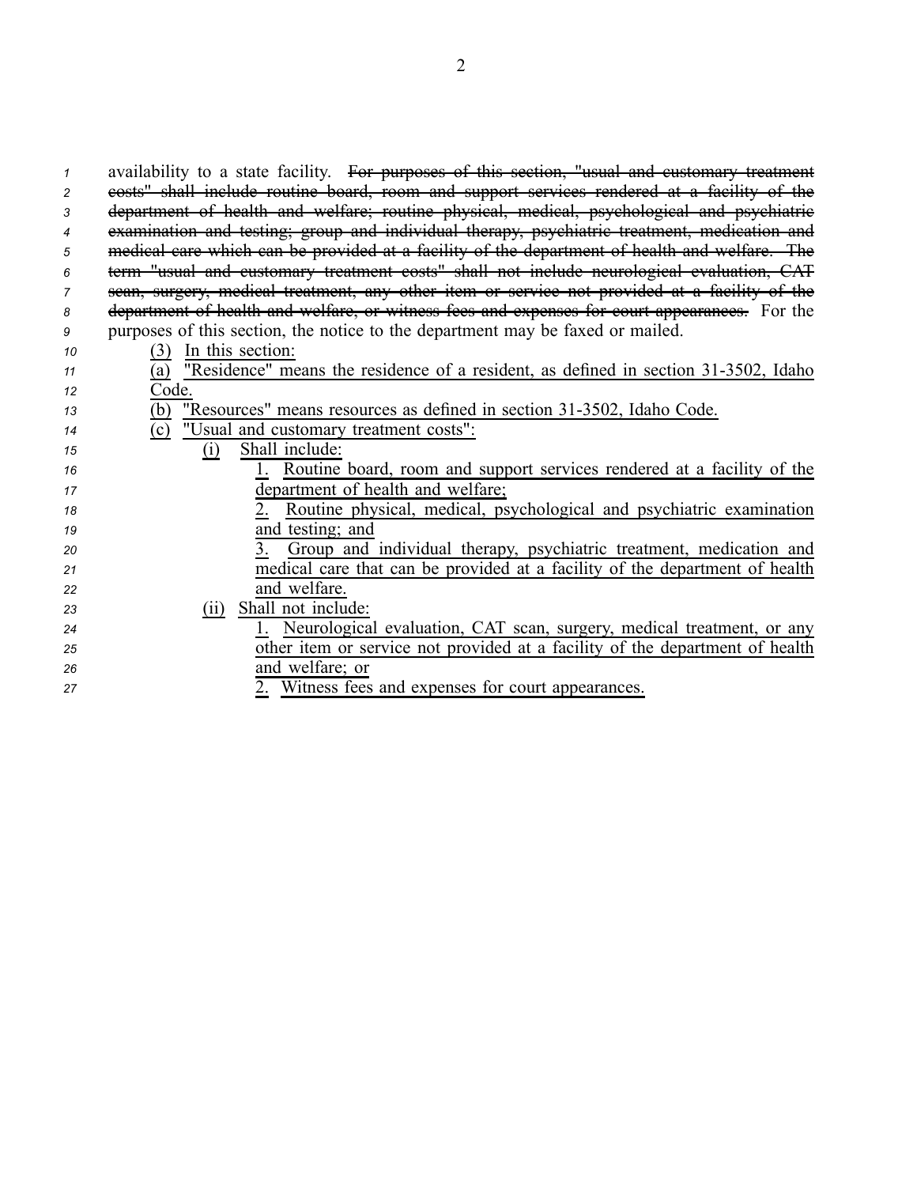availability to a state facility. ~~For purposes of this section, "usual and customary treatment costs" shall include routine board, room and support services rendered at a facility of the department of health and welfare; routine physical, medical, psychological and psychiatric examination and testing; group and individual therapy, psychiatric treatment, medication and medical care which can be provided at a facility of the department of health and welfare. The term "usual and customary treatment costs" shall not include neurological evaluation, CAT scan, surgery, medical treatment, any other item or service not provided at a facility of the department of health and welfare, or witness fees and expenses for court appearances.~~ For the purposes of this section, the notice to the department may be faxed or mailed.

(3) In this section:

(a) "Residence" means the residence of a resident, as defined in section 31-3502, Idaho Code.

(b) "Resources" means resources as defined in section 31-3502, Idaho Code.

(c) "Usual and customary treatment costs":

(i) Shall include:

1. Routine board, room and support services rendered at a facility of the department of health and welfare;

2. Routine physical, medical, psychological and psychiatric examination and testing; and

3. Group and individual therapy, psychiatric treatment, medication and medical care that can be provided at a facility of the department of health and welfare.

(ii) Shall not include:

1. Neurological evaluation, CAT scan, surgery, medical treatment, or any other item or service not provided at a facility of the department of health and welfare; or

2. Witness fees and expenses for court appearances.